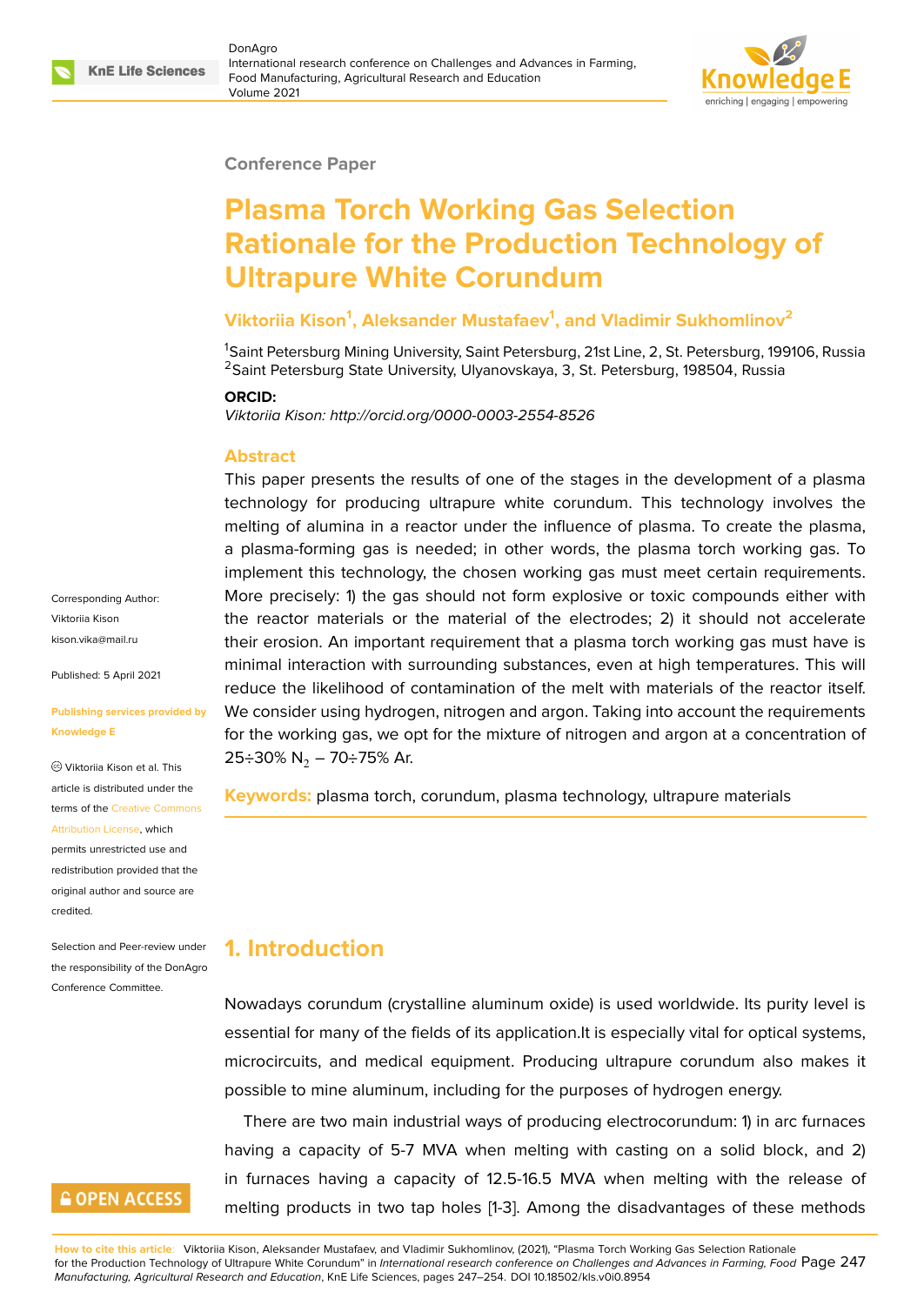Conference Paper

# Plasma Torch Working Gas Selection Rationale for the Production Technology of Ultrapure White Corundum

**Viktoriia Kison[1], Aleksander Mustafaev[1], and Vladimir Sukhomlinov[2]**

[1]Saint Petersburg Mining University, Saint Petersburg, 21st Line, 2, St. Petersburg, 199106, Russia
[2]Saint Petersburg State University, Ulyanovskaya, 3, St. Petersburg, 198504, Russia

**ORCID:**
*Viktoriia Kison: http://orcid.org/0000-0003-2554-8526*

Corresponding Author: Viktoriia Kison kison.vika@mail.ru

Published: 5 April 2021

**Publishing services provided by Knowledge E**

© Viktoriia Kison et al. This article is distributed under the terms of the Creative Commons Attribution License, which permits unrestricted use and redistribution provided that the original author and source are credited.

Selection and Peer-review under the responsibility of the DonAgro Conference Committee.

## Abstract

This paper presents the results of one of the stages in the development of a plasma technology for producing ultrapure white corundum. This technology involves the melting of alumina in a reactor under the influence of plasma. To create the plasma, a plasma-forming gas is needed; in other words, the plasma torch working gas. To implement this technology, the chosen working gas must meet certain requirements. More precisely: 1) the gas should not form explosive or toxic compounds either with the reactor materials or the material of the electrodes; 2) it should not accelerate their erosion. An important requirement that a plasma torch working gas must have is minimal interaction with surrounding substances, even at high temperatures. This will reduce the likelihood of contamination of the melt with materials of the reactor itself. We consider using hydrogen, nitrogen and argon. Taking into account the requirements for the working gas, we opt for the mixture of nitrogen and argon at a concentration of 25÷30% $N_2$ – 70÷75% Ar.

**Keywords:** plasma torch, corundum, plasma technology, ultrapure materials

## 1. Introduction

Nowadays corundum (crystalline aluminum oxide) is used worldwide. Its purity level is essential for many of the fields of its application.It is especially vital for optical systems, microcircuits, and medical equipment. Producing ultrapure corundum also makes it possible to mine aluminum, including for the purposes of hydrogen energy.

There are two main industrial ways of producing electrocorundum: 1) in arc furnaces having a capacity of 5-7 MVA when melting with casting on a solid block, and 2) in furnaces having a capacity of 12.5-16.5 MVA when melting with the release of melting products in two tap holes [1-3]. Among the disadvantages of these methods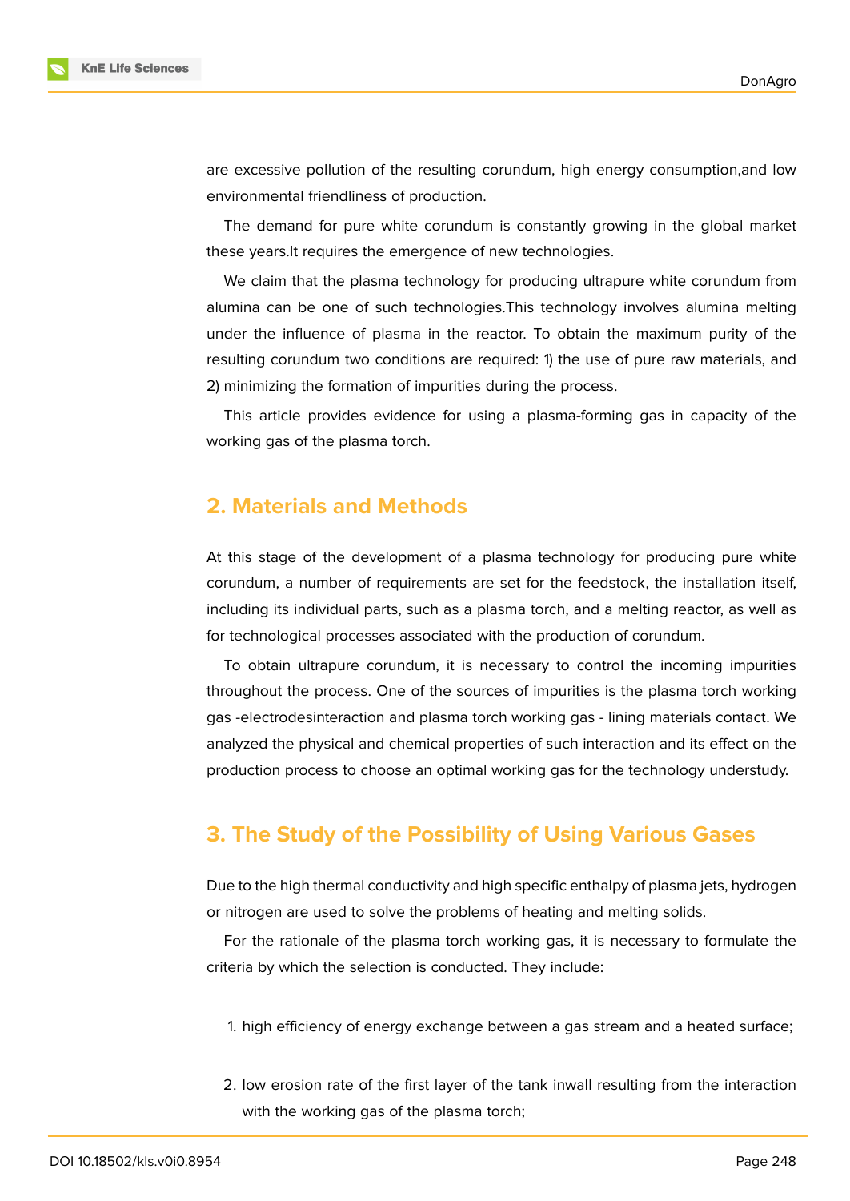are excessive pollution of the resulting corundum, high energy consumption,and low environmental friendliness of production.

The demand for pure white corundum is constantly growing in the global market these years.It requires the emergence of new technologies.

We claim that the plasma technology for producing ultrapure white corundum from alumina can be one of such technologies.This technology involves alumina melting under the influence of plasma in the reactor. To obtain the maximum purity of the resulting corundum two conditions are required: 1) the use of pure raw materials, and 2) minimizing the formation of impurities during the process.

This article provides evidence for using a plasma-forming gas in capacity of the working gas of the plasma torch.

## 2. Materials and Methods

At this stage of the development of a plasma technology for producing pure white corundum, a number of requirements are set for the feedstock, the installation itself, including its individual parts, such as a plasma torch, and a melting reactor, as well as for technological processes associated with the production of corundum.

To obtain ultrapure corundum, it is necessary to control the incoming impurities throughout the process. One of the sources of impurities is the plasma torch working gas -electrodesinteraction and plasma torch working gas - lining materials contact. We analyzed the physical and chemical properties of such interaction and its effect on the production process to choose an optimal working gas for the technology understudy.

## 3. The Study of the Possibility of Using Various Gases

Due to the high thermal conductivity and high specific enthalpy of plasma jets, hydrogen or nitrogen are used to solve the problems of heating and melting solids.

For the rationale of the plasma torch working gas, it is necessary to formulate the criteria by which the selection is conducted. They include:

1. high efficiency of energy exchange between a gas stream and a heated surface;

2. low erosion rate of the first layer of the tank inwall resulting from the interaction with the working gas of the plasma torch;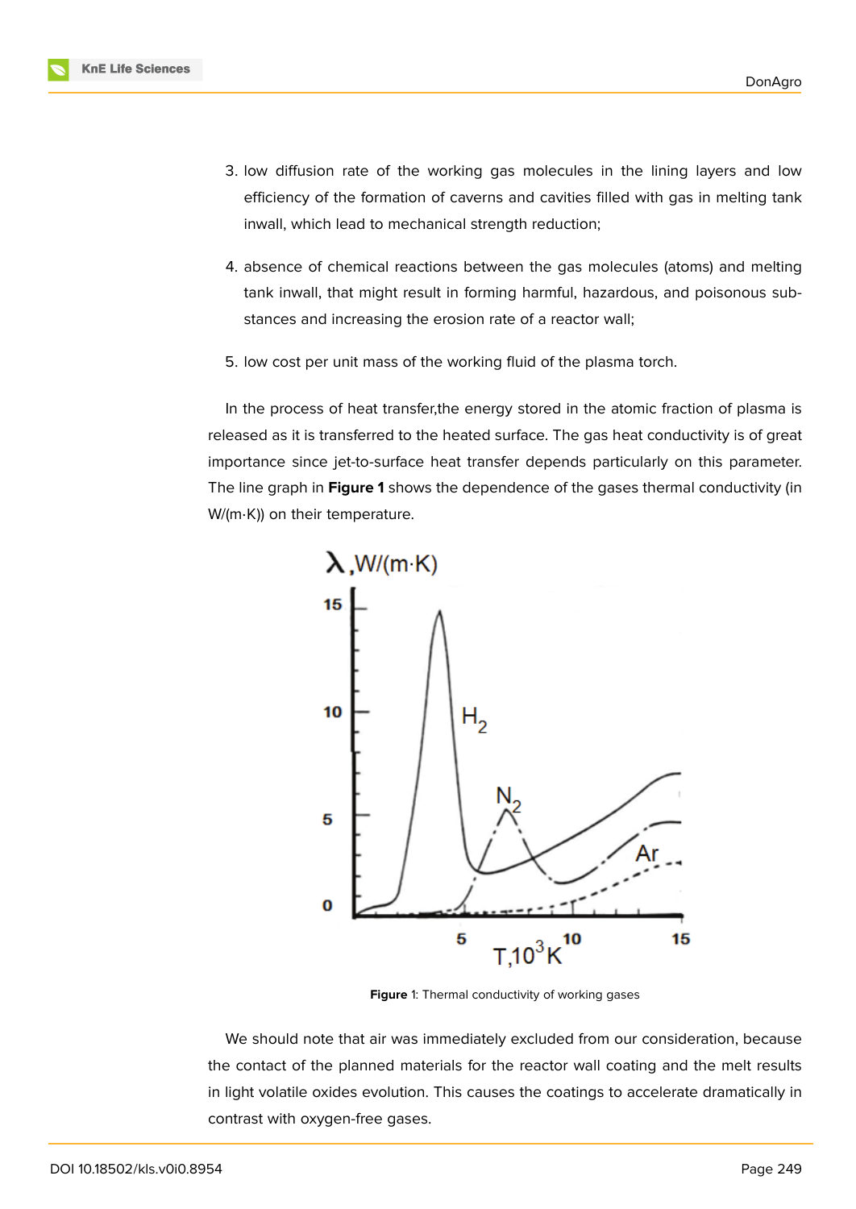3. low diffusion rate of the working gas molecules in the lining layers and low efficiency of the formation of caverns and cavities filled with gas in melting tank inwall, which lead to mechanical strength reduction;

4. absence of chemical reactions between the gas molecules (atoms) and melting tank inwall, that might result in forming harmful, hazardous, and poisonous substances and increasing the erosion rate of a reactor wall;

5. low cost per unit mass of the working fluid of the plasma torch.

In the process of heat transfer,the energy stored in the atomic fraction of plasma is released as it is transferred to the heated surface. The gas heat conductivity is of great importance since jet-to-surface heat transfer depends particularly on this parameter. The line graph in **Figure 1** shows the dependence of the gases thermal conductivity (in W/(m·K)) on their temperature.

**Figure** 1: Thermal conductivity of working gases

We should note that air was immediately excluded from our consideration, because the contact of the planned materials for the reactor wall coating and the melt results in light volatile oxides evolution. This causes the coatings to accelerate dramatically in contrast with oxygen-free gases.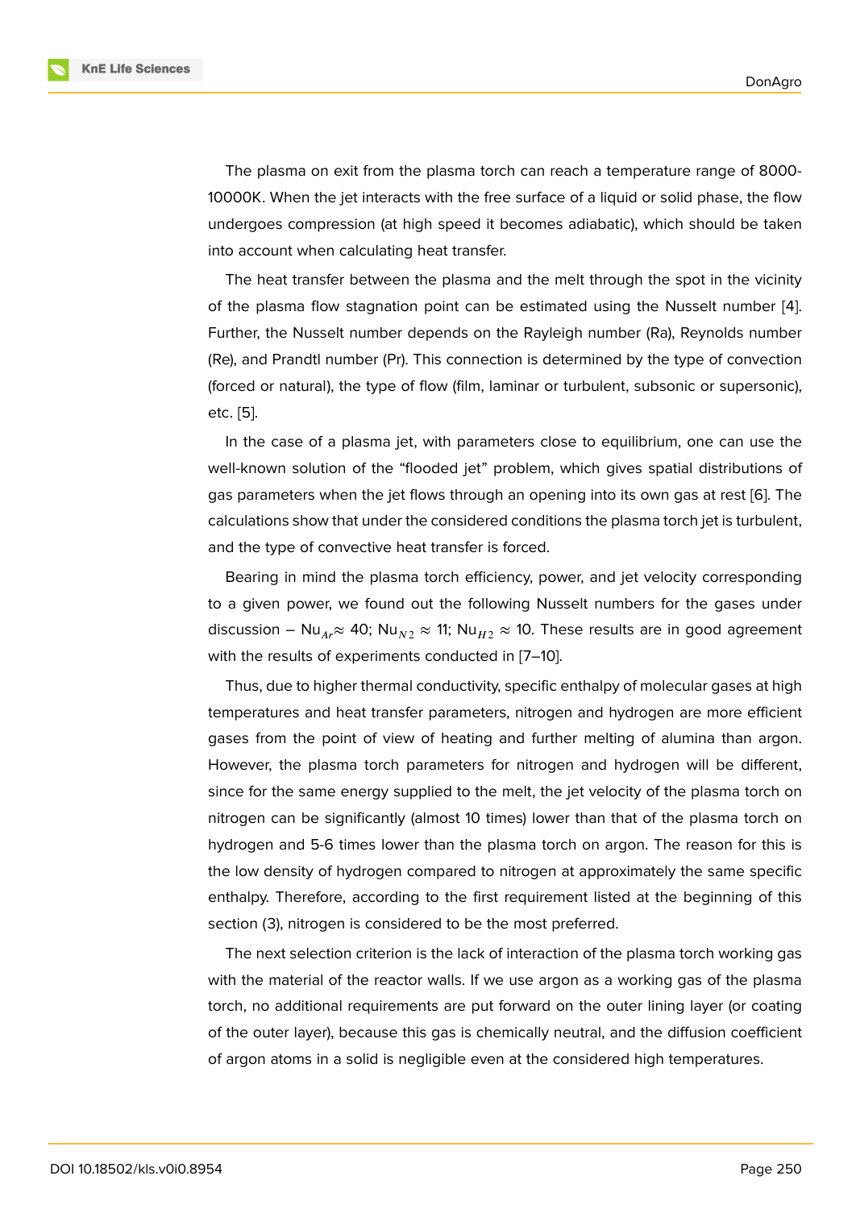The plasma on exit from the plasma torch can reach a temperature range of 8000-10000K. When the jet interacts with the free surface of a liquid or solid phase, the flow undergoes compression (at high speed it becomes adiabatic), which should be taken into account when calculating heat transfer.

The heat transfer between the plasma and the melt through the spot in the vicinity of the plasma flow stagnation point can be estimated using the Nusselt number [4]. Further, the Nusselt number depends on the Rayleigh number (Ra), Reynolds number (Re), and Prandtl number (Pr). This connection is determined by the type of convection (forced or natural), the type of flow (film, laminar or turbulent, subsonic or supersonic), etc. [5].

In the case of a plasma jet, with parameters close to equilibrium, one can use the well-known solution of the "flooded jet" problem, which gives spatial distributions of gas parameters when the jet flows through an opening into its own gas at rest [6]. The calculations show that under the considered conditions the plasma torch jet is turbulent, and the type of convective heat transfer is forced.

Bearing in mind the plasma torch efficiency, power, and jet velocity corresponding to a given power, we found out the following Nusselt numbers for the gases under discussion – $Nu_{Ar} \approx 40$; $Nu_{N2} \approx 11$; $Nu_{H2} \approx 10$. These results are in good agreement with the results of experiments conducted in [7–10].

Thus, due to higher thermal conductivity, specific enthalpy of molecular gases at high temperatures and heat transfer parameters, nitrogen and hydrogen are more efficient gases from the point of view of heating and further melting of alumina than argon. However, the plasma torch parameters for nitrogen and hydrogen will be different, since for the same energy supplied to the melt, the jet velocity of the plasma torch on nitrogen can be significantly (almost 10 times) lower than that of the plasma torch on hydrogen and 5-6 times lower than the plasma torch on argon. The reason for this is the low density of hydrogen compared to nitrogen at approximately the same specific enthalpy. Therefore, according to the first requirement listed at the beginning of this section (3), nitrogen is considered to be the most preferred.

The next selection criterion is the lack of interaction of the plasma torch working gas with the material of the reactor walls. If we use argon as a working gas of the plasma torch, no additional requirements are put forward on the outer lining layer (or coating of the outer layer), because this gas is chemically neutral, and the diffusion coefficient of argon atoms in a solid is negligible even at the considered high temperatures.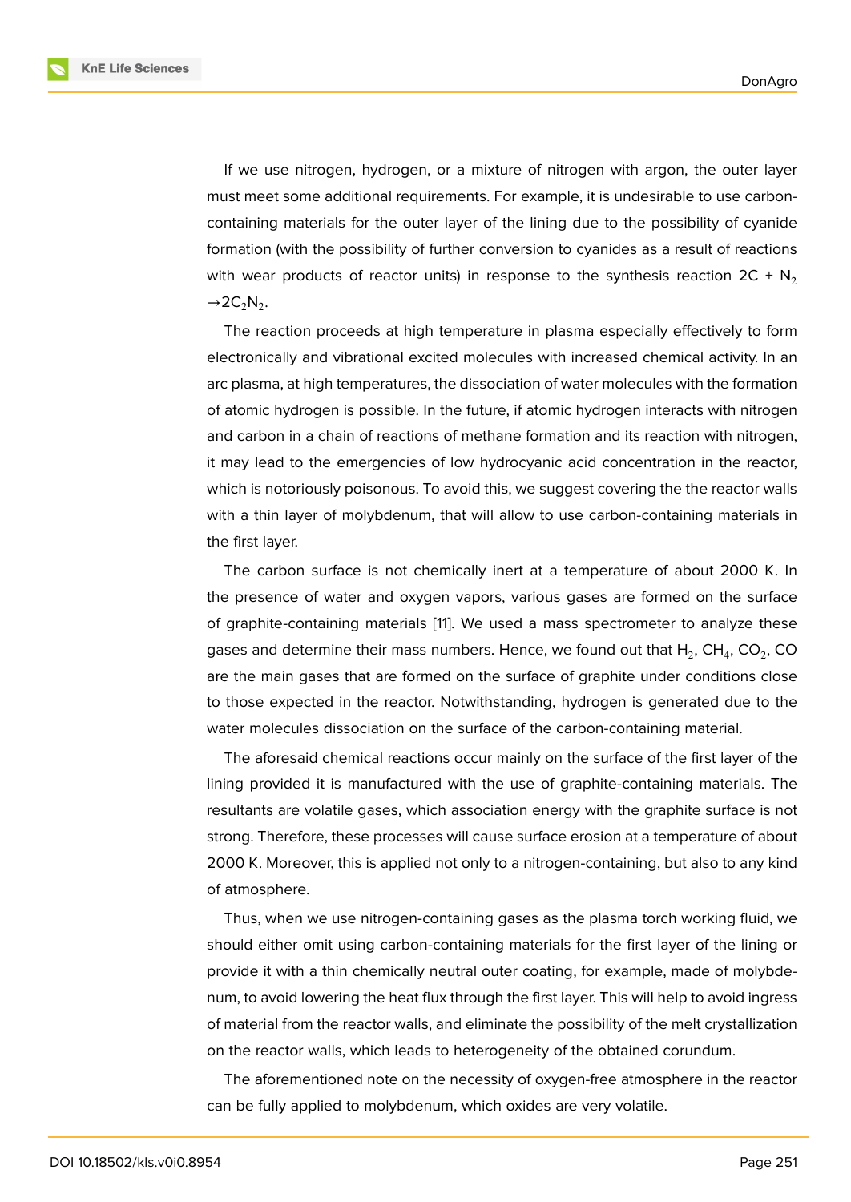If we use nitrogen, hydrogen, or a mixture of nitrogen with argon, the outer layer must meet some additional requirements. For example, it is undesirable to use carbon-containing materials for the outer layer of the lining due to the possibility of cyanide formation (with the possibility of further conversion to cyanides as a result of reactions with wear products of reactor units) in response to the synthesis reaction $2C + N_2 \rightarrow 2C_2N_2$.

The reaction proceeds at high temperature in plasma especially effectively to form electronically and vibrational excited molecules with increased chemical activity. In an arc plasma, at high temperatures, the dissociation of water molecules with the formation of atomic hydrogen is possible. In the future, if atomic hydrogen interacts with nitrogen and carbon in a chain of reactions of methane formation and its reaction with nitrogen, it may lead to the emergencies of low hydrocyanic acid concentration in the reactor, which is notoriously poisonous. To avoid this, we suggest covering the the reactor walls with a thin layer of molybdenum, that will allow to use carbon-containing materials in the first layer.

The carbon surface is not chemically inert at a temperature of about 2000 K. In the presence of water and oxygen vapors, various gases are formed on the surface of graphite-containing materials [11]. We used a mass spectrometer to analyze these gases and determine their mass numbers. Hence, we found out that $H_2$, $CH_4$, $CO_2$, CO are the main gases that are formed on the surface of graphite under conditions close to those expected in the reactor. Notwithstanding, hydrogen is generated due to the water molecules dissociation on the surface of the carbon-containing material.

The aforesaid chemical reactions occur mainly on the surface of the first layer of the lining provided it is manufactured with the use of graphite-containing materials. The resultants are volatile gases, which association energy with the graphite surface is not strong. Therefore, these processes will cause surface erosion at a temperature of about 2000 K. Moreover, this is applied not only to a nitrogen-containing, but also to any kind of atmosphere.

Thus, when we use nitrogen-containing gases as the plasma torch working fluid, we should either omit using carbon-containing materials for the first layer of the lining or provide it with a thin chemically neutral outer coating, for example, made of molybdenum, to avoid lowering the heat flux through the first layer. This will help to avoid ingress of material from the reactor walls, and eliminate the possibility of the melt crystallization on the reactor walls, which leads to heterogeneity of the obtained corundum.

The aforementioned note on the necessity of oxygen-free atmosphere in the reactor can be fully applied to molybdenum, which oxides are very volatile.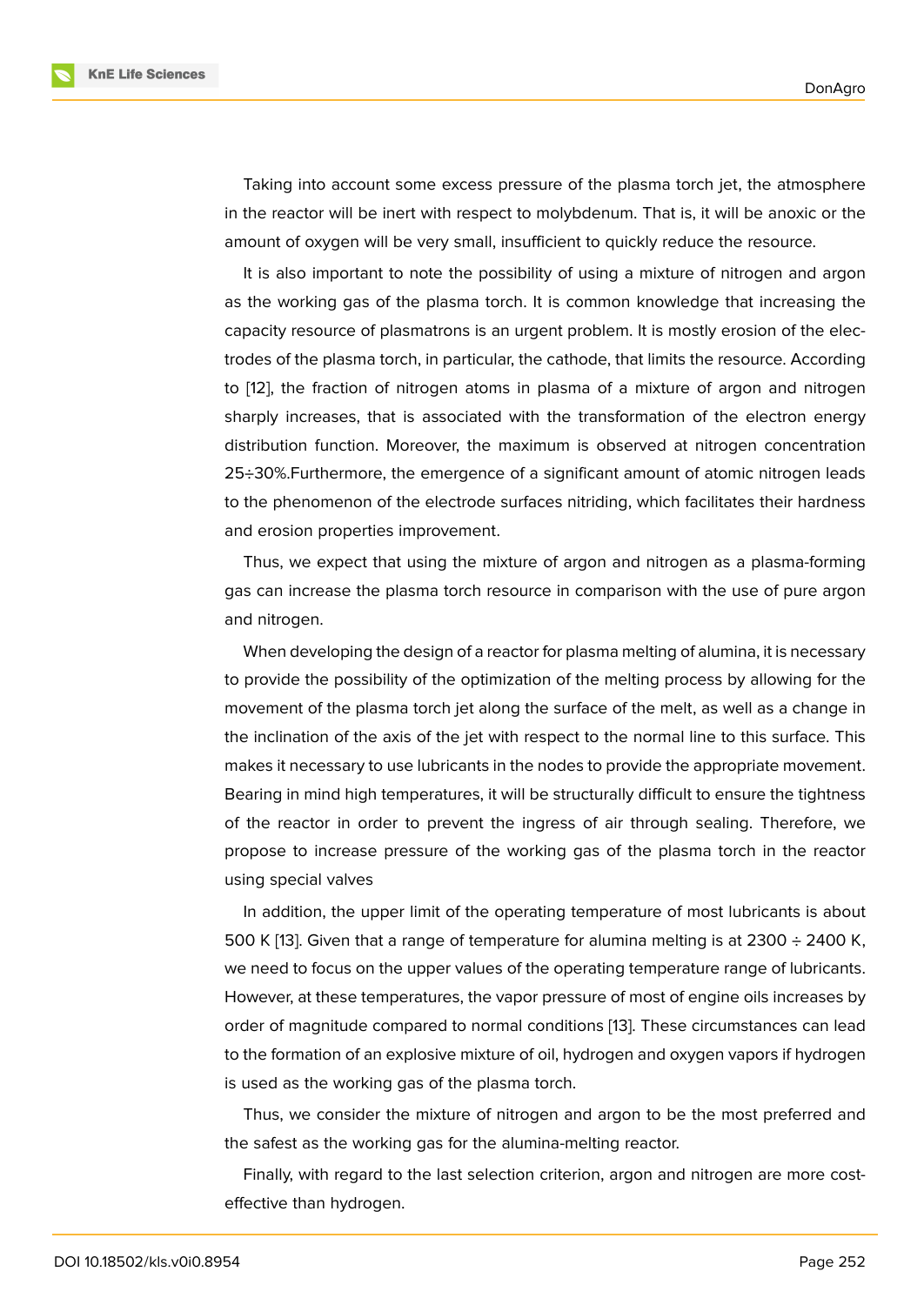Taking into account some excess pressure of the plasma torch jet, the atmosphere in the reactor will be inert with respect to molybdenum. That is, it will be anoxic or the amount of oxygen will be very small, insufficient to quickly reduce the resource.

It is also important to note the possibility of using a mixture of nitrogen and argon as the working gas of the plasma torch. It is common knowledge that increasing the capacity resource of plasmatrons is an urgent problem. It is mostly erosion of the electrodes of the plasma torch, in particular, the cathode, that limits the resource. According to [12], the fraction of nitrogen atoms in plasma of a mixture of argon and nitrogen sharply increases, that is associated with the transformation of the electron energy distribution function. Moreover, the maximum is observed at nitrogen concentration 25÷30%.Furthermore, the emergence of a significant amount of atomic nitrogen leads to the phenomenon of the electrode surfaces nitriding, which facilitates their hardness and erosion properties improvement.

Thus, we expect that using the mixture of argon and nitrogen as a plasma-forming gas can increase the plasma torch resource in comparison with the use of pure argon and nitrogen.

When developing the design of a reactor for plasma melting of alumina, it is necessary to provide the possibility of the optimization of the melting process by allowing for the movement of the plasma torch jet along the surface of the melt, as well as a change in the inclination of the axis of the jet with respect to the normal line to this surface. This makes it necessary to use lubricants in the nodes to provide the appropriate movement. Bearing in mind high temperatures, it will be structurally difficult to ensure the tightness of the reactor in order to prevent the ingress of air through sealing. Therefore, we propose to increase pressure of the working gas of the plasma torch in the reactor using special valves

In addition, the upper limit of the operating temperature of most lubricants is about 500 K [13]. Given that a range of temperature for alumina melting is at 2300 ÷ 2400 K, we need to focus on the upper values of the operating temperature range of lubricants. However, at these temperatures, the vapor pressure of most of engine oils increases by order of magnitude compared to normal conditions [13]. These circumstances can lead to the formation of an explosive mixture of oil, hydrogen and oxygen vapors if hydrogen is used as the working gas of the plasma torch.

Thus, we consider the mixture of nitrogen and argon to be the most preferred and the safest as the working gas for the alumina-melting reactor.

Finally, with regard to the last selection criterion, argon and nitrogen are more cost-effective than hydrogen.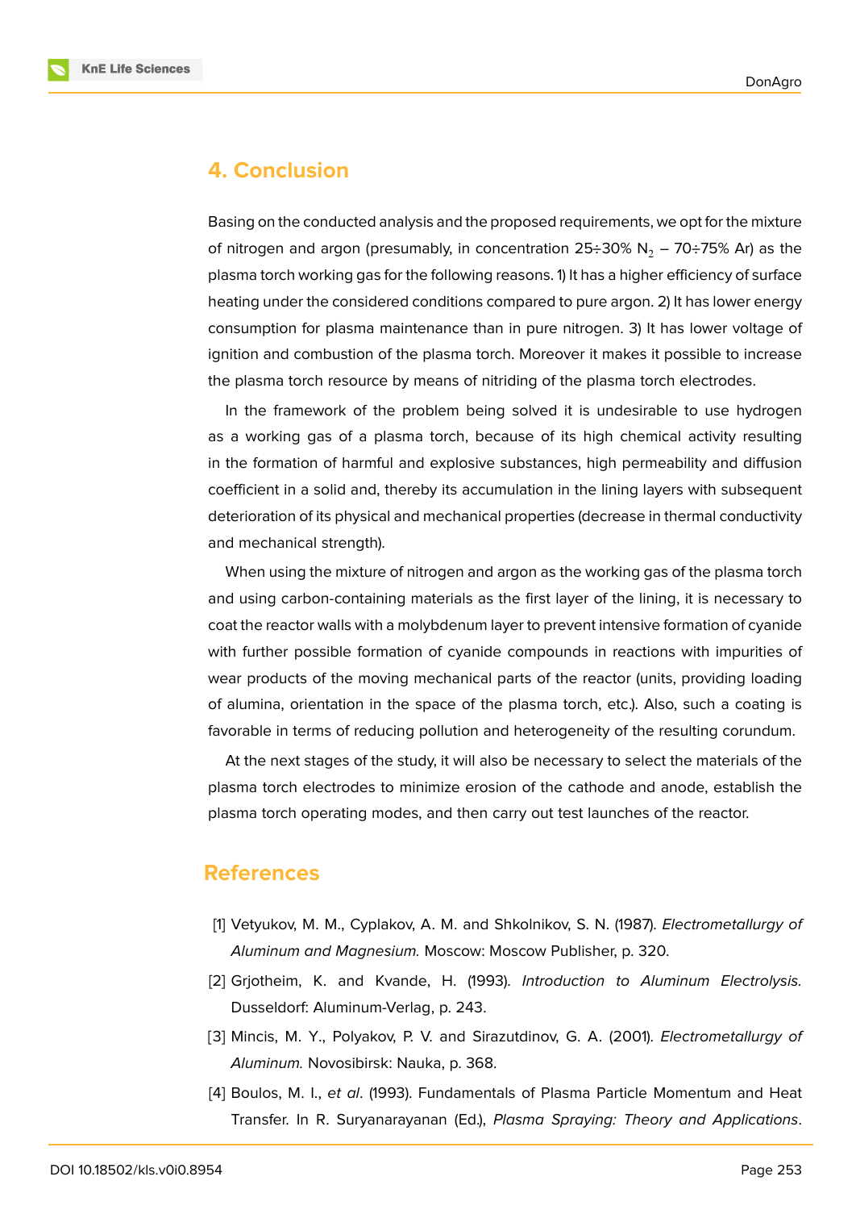## 4. Conclusion

Basing on the conducted analysis and the proposed requirements, we opt for the mixture of nitrogen and argon (presumably, in concentration 25÷30% $N_2$ – 70÷75% Ar) as the plasma torch working gas for the following reasons. 1) It has a higher efficiency of surface heating under the considered conditions compared to pure argon. 2) It has lower energy consumption for plasma maintenance than in pure nitrogen. 3) It has lower voltage of ignition and combustion of the plasma torch. Moreover it makes it possible to increase the plasma torch resource by means of nitriding of the plasma torch electrodes.

In the framework of the problem being solved it is undesirable to use hydrogen as a working gas of a plasma torch, because of its high chemical activity resulting in the formation of harmful and explosive substances, high permeability and diffusion coefficient in a solid and, thereby its accumulation in the lining layers with subsequent deterioration of its physical and mechanical properties (decrease in thermal conductivity and mechanical strength).

When using the mixture of nitrogen and argon as the working gas of the plasma torch and using carbon-containing materials as the first layer of the lining, it is necessary to coat the reactor walls with a molybdenum layer to prevent intensive formation of cyanide with further possible formation of cyanide compounds in reactions with impurities of wear products of the moving mechanical parts of the reactor (units, providing loading of alumina, orientation in the space of the plasma torch, etc.). Also, such a coating is favorable in terms of reducing pollution and heterogeneity of the resulting corundum.

At the next stages of the study, it will also be necessary to select the materials of the plasma torch electrodes to minimize erosion of the cathode and anode, establish the plasma torch operating modes, and then carry out test launches of the reactor.

## References

[1] Vetyukov, M. M., Cyplakov, A. M. and Shkolnikov, S. N. (1987). *Electrometallurgy of Aluminum and Magnesium.* Moscow: Moscow Publisher, p. 320.

[2] Grjotheim, K. and Kvande, H. (1993). *Introduction to Aluminum Electrolysis.* Dusseldorf: Aluminum-Verlag, p. 243.

[3] Mincis, M. Y., Polyakov, P. V. and Sirazutdinov, G. A. (2001). *Electrometallurgy of Aluminum.* Novosibirsk: Nauka, p. 368.

[4] Boulos, M. I., *et al*. (1993). Fundamentals of Plasma Particle Momentum and Heat Transfer. In R. Suryanarayanan (Ed.), *Plasma Spraying: Theory and Applications*.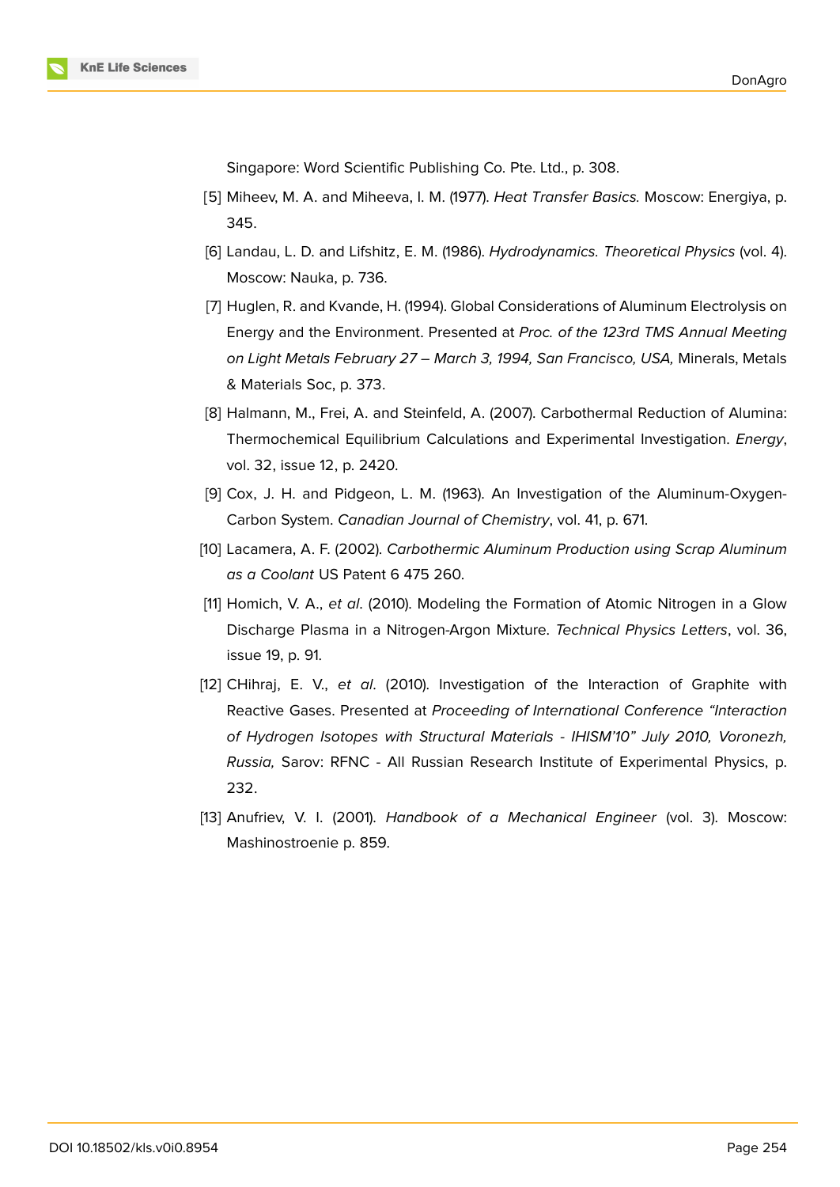Singapore: Word Scientific Publishing Co. Pte. Ltd., p. 308.

[5] Miheev, M. A. and Miheeva, I. M. (1977). *Heat Transfer Basics.* Moscow: Energiya, p. 345.

[6] Landau, L. D. and Lifshitz, E. M. (1986). *Hydrodynamics. Theoretical Physics* (vol. 4). Moscow: Nauka, p. 736.

[7] Huglen, R. and Kvande, H. (1994). Global Considerations of Aluminum Electrolysis on Energy and the Environment. Presented at *Proc. of the 123rd TMS Annual Meeting on Light Metals February 27 – March 3, 1994, San Francisco, USA,* Minerals, Metals & Materials Soc, p. 373.

[8] Halmann, M., Frei, A. and Steinfeld, A. (2007). Carbothermal Reduction of Alumina: Thermochemical Equilibrium Calculations and Experimental Investigation. *Energy*, vol. 32, issue 12, p. 2420.

[9] Cox, J. H. and Pidgeon, L. M. (1963). An Investigation of the Aluminum-Oxygen-Carbon System. *Canadian Journal of Chemistry*, vol. 41, p. 671.

[10] Lacamera, A. F. (2002). *Carbothermic Aluminum Production using Scrap Aluminum as a Coolant* US Patent 6 475 260.

[11] Homich, V. A., *et al.* (2010). Modeling the Formation of Atomic Nitrogen in a Glow Discharge Plasma in a Nitrogen-Argon Mixture. *Technical Physics Letters*, vol. 36, issue 19, p. 91.

[12] CHihraj, E. V., *et al.* (2010). Investigation of the Interaction of Graphite with Reactive Gases. Presented at *Proceeding of International Conference "Interaction of Hydrogen Isotopes with Structural Materials - IHISM'10" July 2010, Voronezh, Russia,* Sarov: RFNC - All Russian Research Institute of Experimental Physics, p. 232.

[13] Anufriev, V. I. (2001). *Handbook of a Mechanical Engineer* (vol. 3). Moscow: Mashinostroenie p. 859.